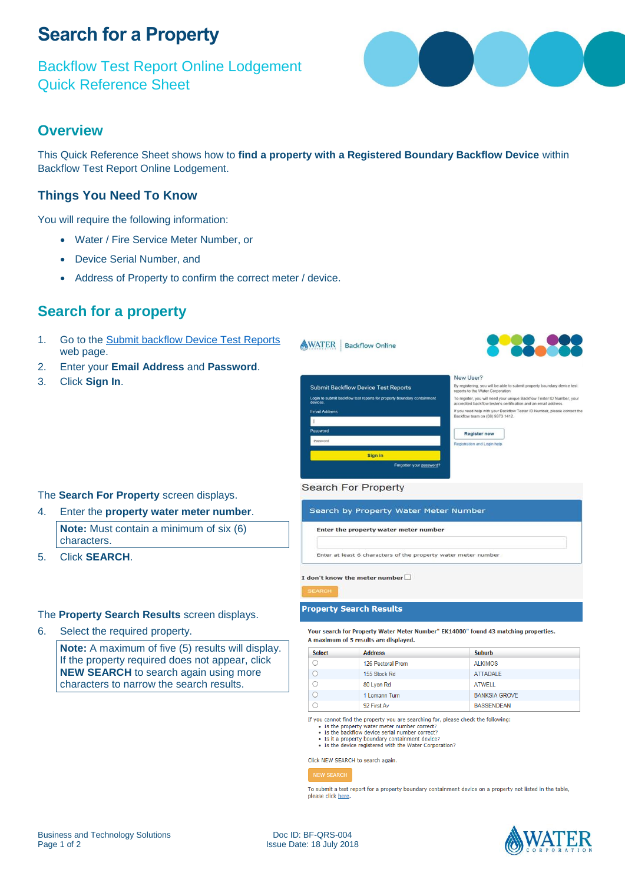# Search for a Property

Backflow Test Report Online Lodgement
Quick Reference Sheet

## Overview

This Quick Reference Sheet shows how to **find a property with a Registered Boundary Backflow Device** within Backflow Test Report Online Lodgement.

### Things You Need To Know

You will require the following information:

- Water / Fire Service Meter Number, or
- Device Serial Number, and
- Address of Property to confirm the correct meter / device.

## Search for a property

1. Go to the Submit backflow Device Test Reports web page.
2. Enter your **Email Address** and **Password**.
3. Click **Sign In**.

The **Search For Property** screen displays.

4. Enter the **property water meter number**.

   **Note:** Must contain a minimum of six (6) characters.

5. Click **SEARCH**.

The **Property Search Results** screen displays.

6. Select the required property.

   **Note:** A maximum of five (5) results will display. If the property required does not appear, click **NEW SEARCH** to search again using more characters to narrow the search results.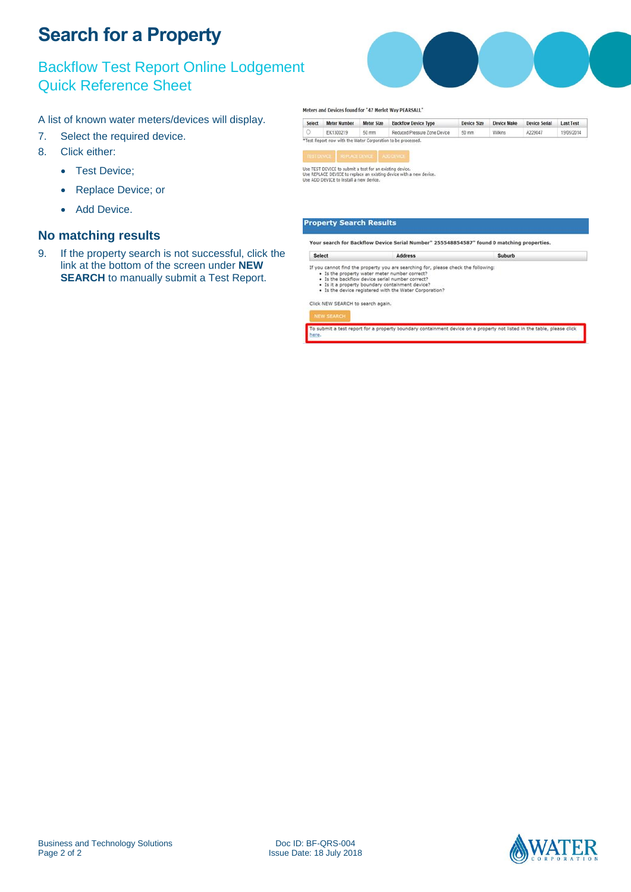# Search for a Property

## Backflow Test Report Online Lodgement Quick Reference Sheet

A list of known water meters/devices will display.

7. Select the required device.
8. Click either:
   - Test Device;
   - Replace Device; or
   - Add Device.

Meters and Devices found for "47 Merlot Way PEARSALL"

| Select | Meter Number | Meter Size | Backflow Device Type | Device Size | Device Make | Device Serial | Last Test |
|---|---|---|---|---|---|---|---|
| ○ | EK1300219 | 50 mm | Reduced Pressure Zone Device | 50 mm | Wilkins | A229047 | 19/06/2014 |

*Test Report now with the Water Corporation to be processed.

TEST DEVICE REPLACE DEVICE ADD DEVICE

Use TEST DEVICE to submit a test for an existing device.
Use REPLACE DEVICE to replace an existing device with a new device.
Use ADD DEVICE to install a new device.

## No matching results

9. If the property search is not successful, click the link at the bottom of the screen under **NEW SEARCH** to manually submit a Test Report.

**Property Search Results**

**Your search for Backflow Device Serial Number" 255548854587" found 0 matching properties.**

| Select | Address | Suburb |
|---|---|---|

If you cannot find the property you are searching for, please check the following:
- Is the property water meter number correct?
- Is the backflow device serial number correct?
- Is it a property boundary containment device?
- Is the device registered with the Water Corporation?

Click NEW SEARCH to search again.

NEW SEARCH

To submit a test report for a property boundary containment device on a property not listed in the table, please click here.

Business and Technology Solutions

Doc ID: BF-QRS-004
Issue Date: 18 July 2018